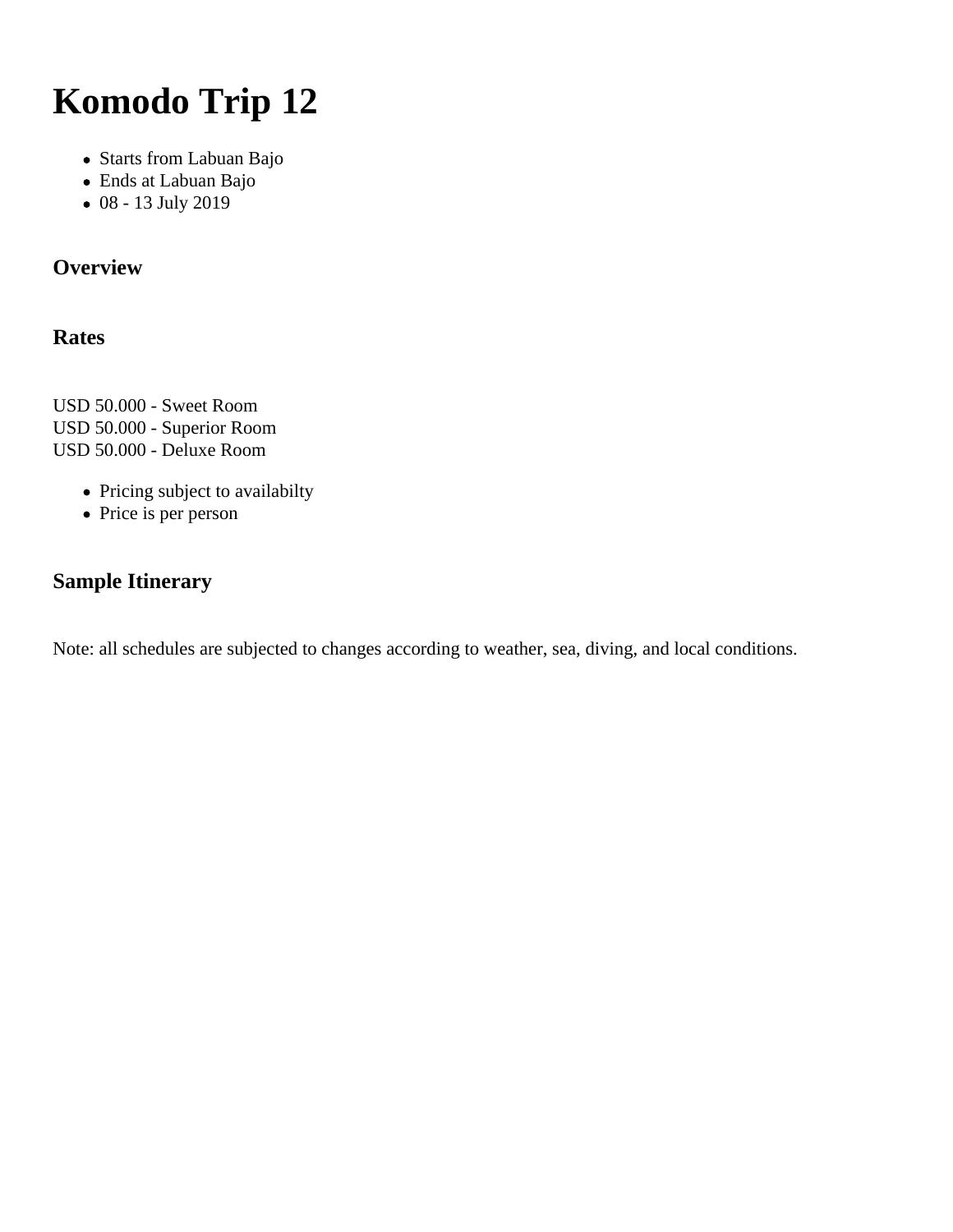# Komodo Trip 12

- Starts from Labuan Bajo
- Ends at Labuan Bajo
- 08 - 13 July 2019

### Overview

### Rates

USD 50.000 - Sweet Room
USD 50.000 - Superior Room
USD 50.000 - Deluxe Room

- Pricing subject to availabilty
- Price is per person

### Sample Itinerary

Note: all schedules are subjected to changes according to weather, sea, diving, and local conditions.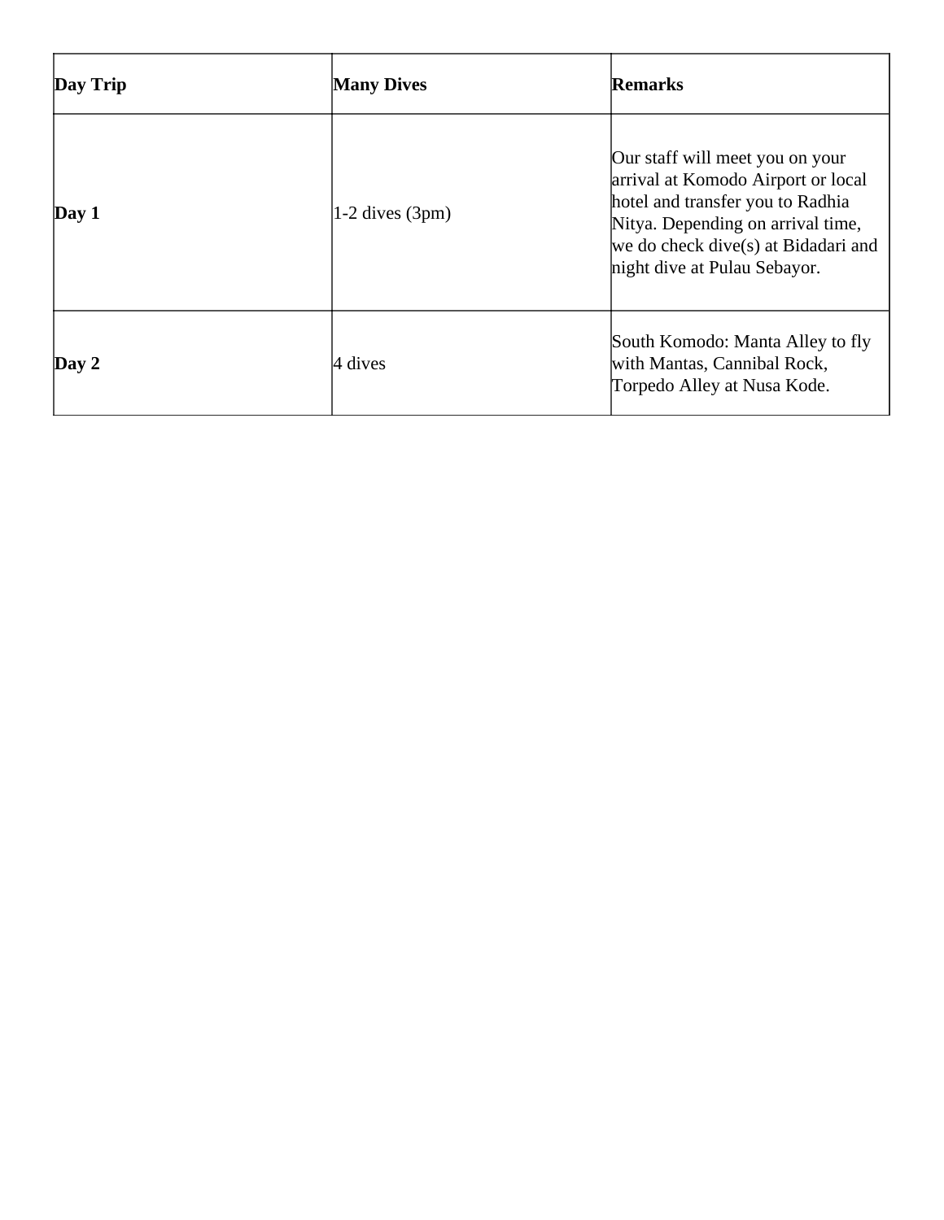| **Day Trip** | **Many Dives** | **Remarks** |
| --- | --- | --- |
| **Day 1** | 1-2 dives (3pm) | Our staff will meet you on your arrival at Komodo Airport or local hotel and transfer you to Radhia Nitya. Depending on arrival time, we do check dive(s) at Bidadari and night dive at Pulau Sebayor. |
| **Day 2** | 4 dives | South Komodo: Manta Alley to fly with Mantas, Cannibal Rock, Torpedo Alley at Nusa Kode. |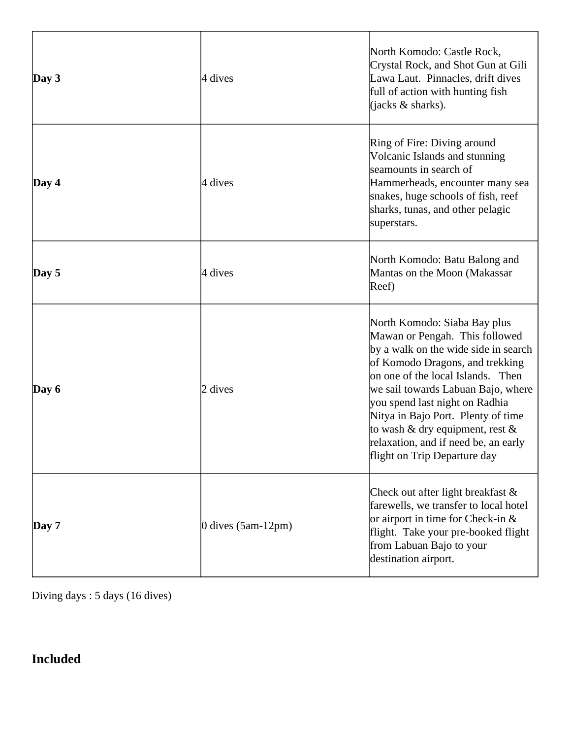| | | |
|---|---|---|
| **Day 3** | 4 dives | North Komodo: Castle Rock, Crystal Rock, and Shot Gun at Gili Lawa Laut.  Pinnacles, drift dives full of action with hunting fish (jacks & sharks). |
| **Day 4** | 4 dives | Ring of Fire: Diving around Volcanic Islands and stunning seamounts in search of Hammerheads, encounter many sea snakes, huge schools of fish, reef sharks, tunas, and other pelagic superstars. |
| **Day 5** | 4 dives | North Komodo: Batu Balong and Mantas on the Moon (Makassar Reef) |
| **Day 6** | 2 dives | North Komodo: Siaba Bay plus Mawan or Pengah.  This followed by a walk on the wide side in search of Komodo Dragons, and trekking on one of the local Islands.   Then we sail towards Labuan Bajo, where you spend last night on Radhia Nitya in Bajo Port.  Plenty of time to wash & dry equipment, rest & relaxation, and if need be, an early flight on Trip Departure day |
| **Day 7** | 0 dives (5am-12pm) | Check out after light breakfast & farewells, we transfer to local hotel or airport in time for Check-in & flight.  Take your pre-booked flight from Labuan Bajo to your destination airport. |

Diving days : 5 days (16 dives)

## Included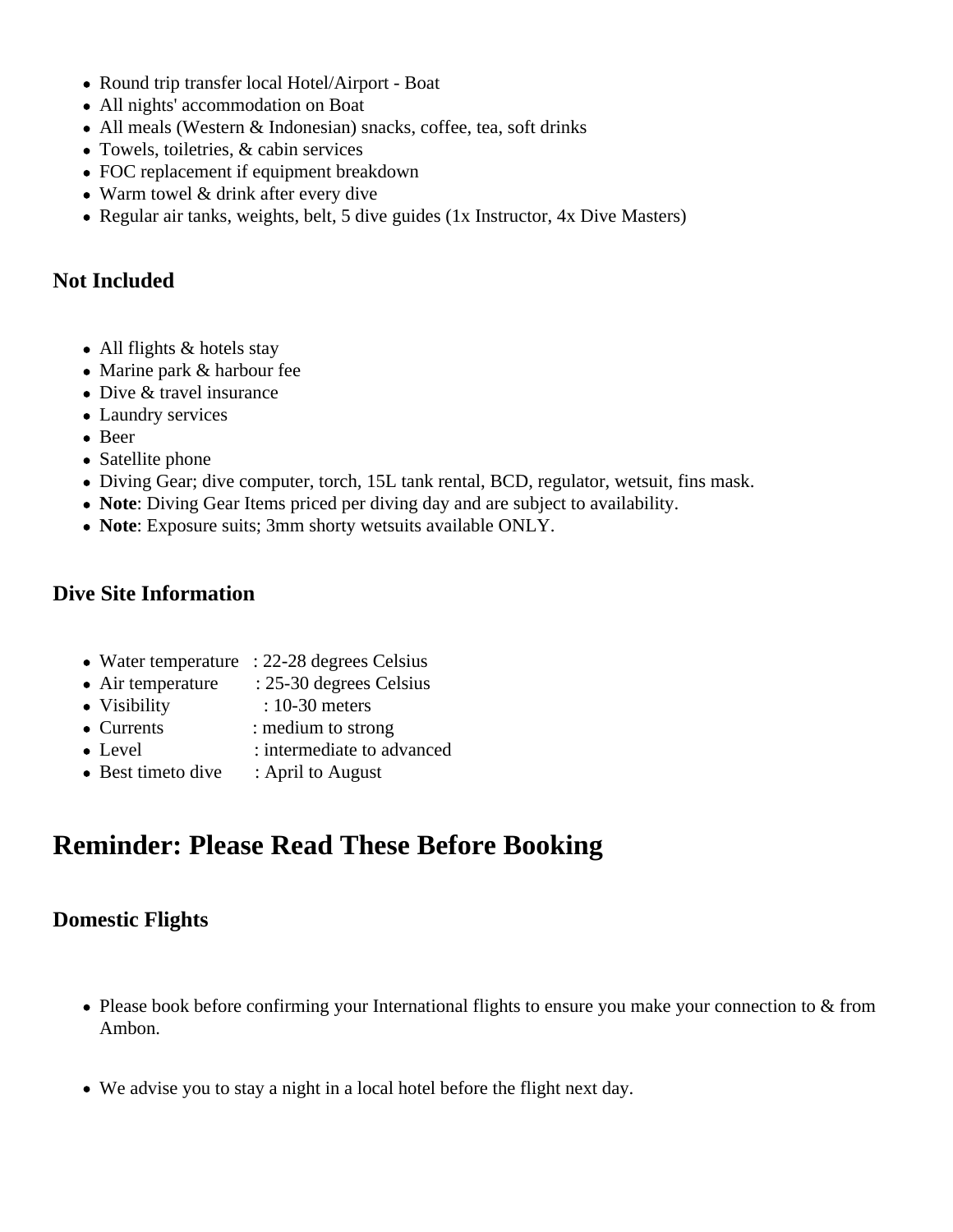- Round trip transfer local Hotel/Airport - Boat
- All nights' accommodation on Boat
- All meals (Western & Indonesian) snacks, coffee, tea, soft drinks
- Towels, toiletries, & cabin services
- FOC replacement if equipment breakdown
- Warm towel & drink after every dive
- Regular air tanks, weights, belt, 5 dive guides (1x Instructor, 4x Dive Masters)

### Not Included

- All flights & hotels stay
- Marine park & harbour fee
- Dive & travel insurance
- Laundry services
- Beer
- Satellite phone
- Diving Gear; dive computer, torch, 15L tank rental, BCD, regulator, wetsuit, fins mask.
- **Note**: Diving Gear Items priced per diving day and are subject to availability.
- **Note**: Exposure suits; 3mm shorty wetsuits available ONLY.

### Dive Site Information

- Water temperature : 22-28 degrees Celsius
- Air temperature : 25-30 degrees Celsius
- Visibility : 10-30 meters
- Currents : medium to strong
- Level : intermediate to advanced
- Best timeto dive : April to August

## Reminder: Please Read These Before Booking

### Domestic Flights

- Please book before confirming your International flights to ensure you make your connection to & from Ambon.

- We advise you to stay a night in a local hotel before the flight next day.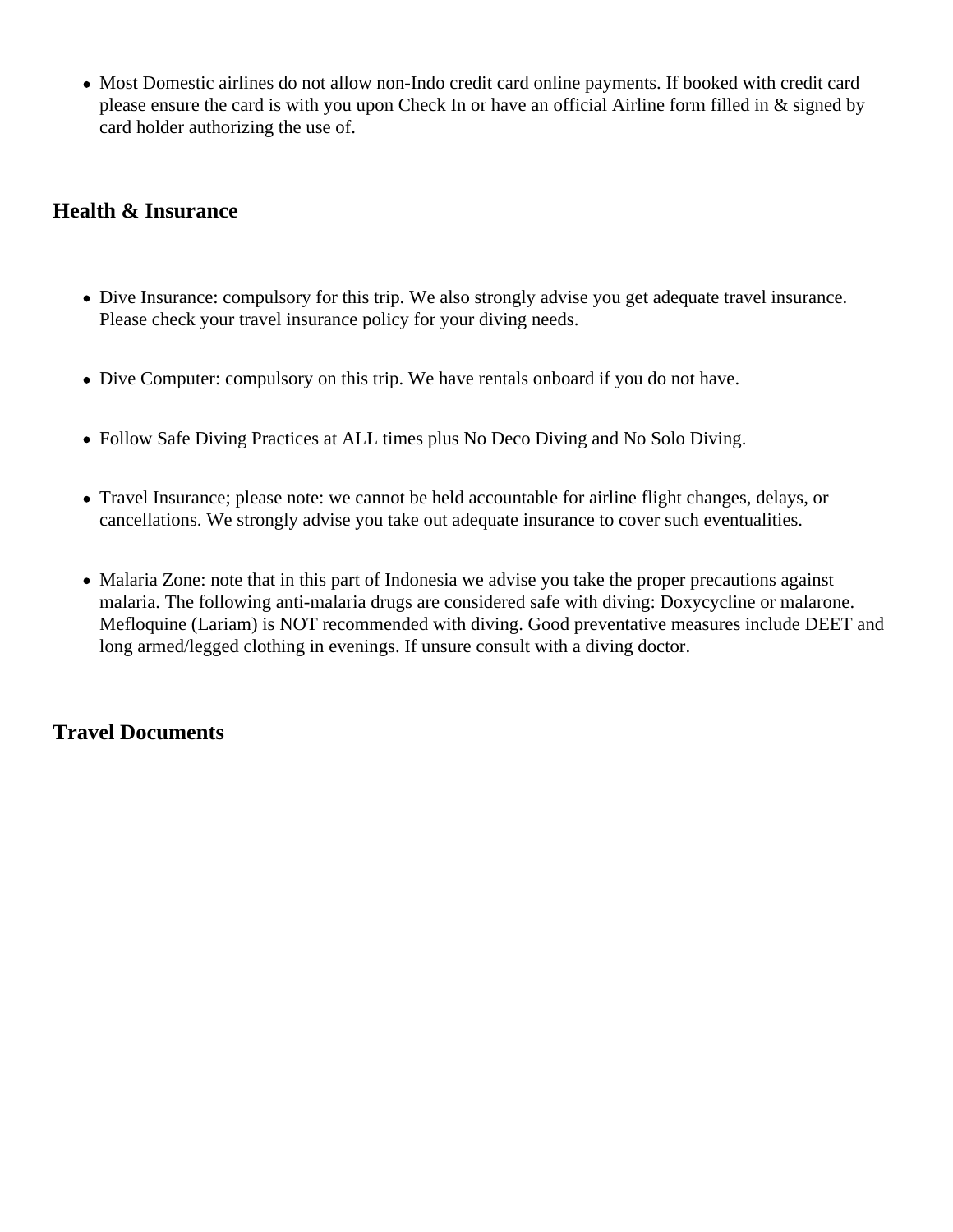- Most Domestic airlines do not allow non-Indo credit card online payments. If booked with credit card please ensure the card is with you upon Check In or have an official Airline form filled in & signed by card holder authorizing the use of.

## Health & Insurance

- Dive Insurance: compulsory for this trip. We also strongly advise you get adequate travel insurance. Please check your travel insurance policy for your diving needs.

- Dive Computer: compulsory on this trip. We have rentals onboard if you do not have.

- Follow Safe Diving Practices at ALL times plus No Deco Diving and No Solo Diving.

- Travel Insurance; please note: we cannot be held accountable for airline flight changes, delays, or cancellations. We strongly advise you take out adequate insurance to cover such eventualities.

- Malaria Zone: note that in this part of Indonesia we advise you take the proper precautions against malaria. The following anti-malaria drugs are considered safe with diving: Doxycycline or malarone. Mefloquine (Lariam) is NOT recommended with diving. Good preventative measures include DEET and long armed/legged clothing in evenings. If unsure consult with a diving doctor.

## Travel Documents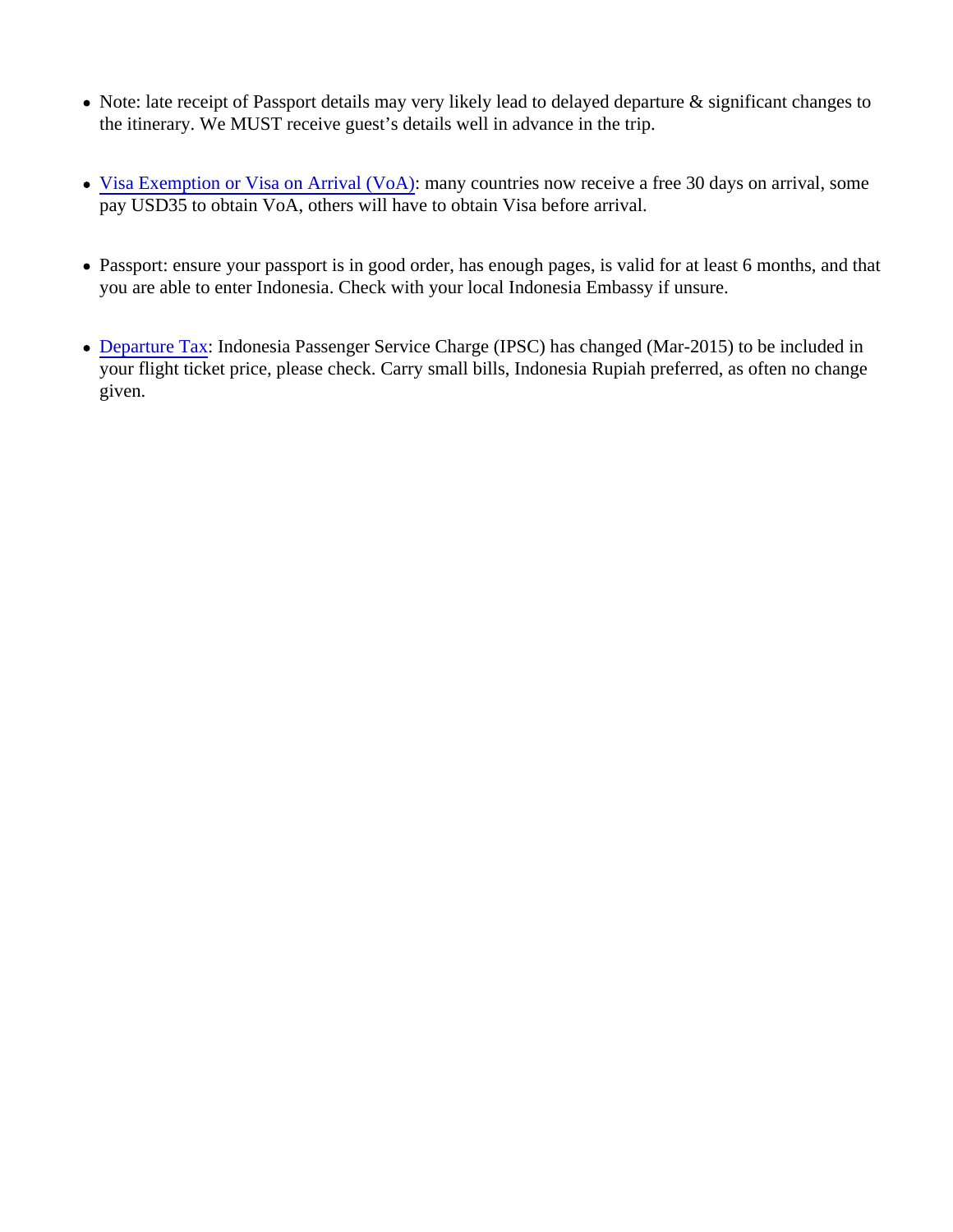- Note: late receipt of Passport details may very likely lead to delayed departure & significant changes to the itinerary. We MUST receive guest's details well in advance in the trip.

- Visa Exemption or Visa on Arrival (VoA): many countries now receive a free 30 days on arrival, some pay USD35 to obtain VoA, others will have to obtain Visa before arrival.

- Passport: ensure your passport is in good order, has enough pages, is valid for at least 6 months, and that you are able to enter Indonesia. Check with your local Indonesia Embassy if unsure.

- Departure Tax: Indonesia Passenger Service Charge (IPSC) has changed (Mar-2015) to be included in your flight ticket price, please check. Carry small bills, Indonesia Rupiah preferred, as often no change given.